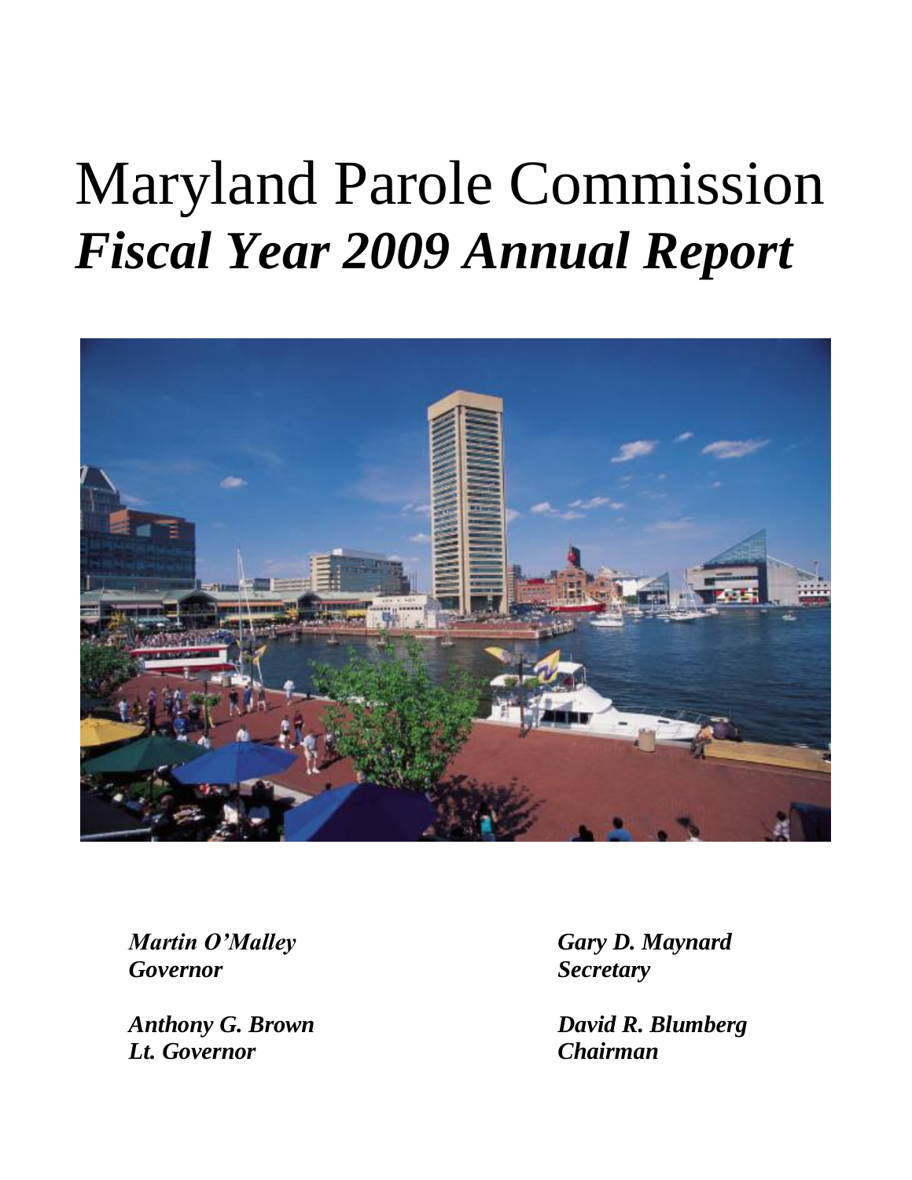# Maryland Parole Commission

## *Fiscal Year 2009 Annual Report*

***Martin O'Malley***
***Governor***

***Anthony G. Brown***
***Lt. Governor***

***Gary D. Maynard***
***Secretary***

***David R. Blumberg***
***Chairman***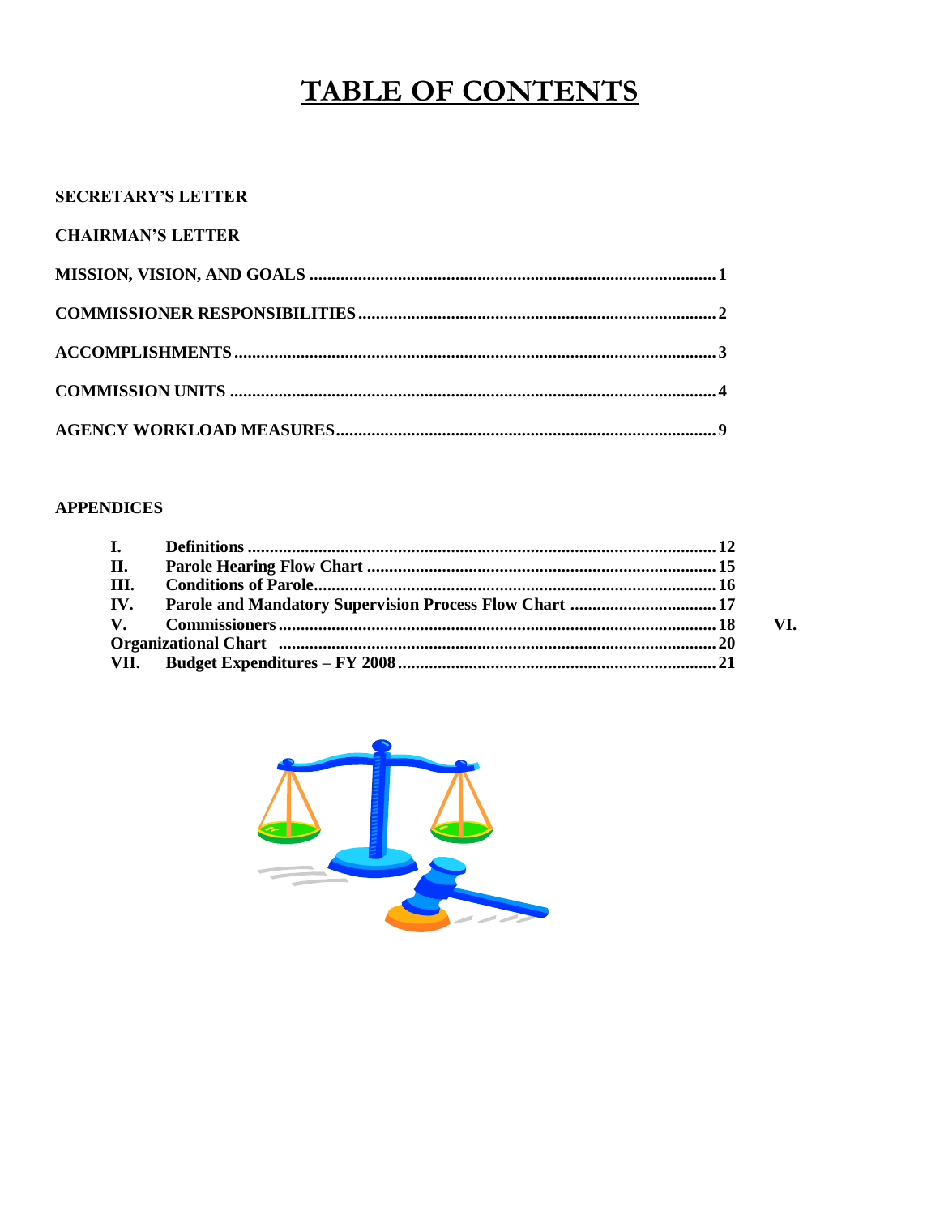# TABLE OF CONTENTS

**SECRETARY'S LETTER**

**CHAIRMAN'S LETTER**

**MISSION, VISION, AND GOALS** .......... 1

**COMMISSIONER RESPONSIBILITIES** .......... 2

**ACCOMPLISHMENTS** .......... 3

**COMMISSION UNITS** .......... 4

**AGENCY WORKLOAD MEASURES** .......... 9

**APPENDICES**

- **I. Definitions** .......... 12
- **II. Parole Hearing Flow Chart** .......... 15
- **III. Conditions of Parole** .......... 16
- **IV. Parole and Mandatory Supervision Process Flow Chart** .......... 17
- **V. Commissioners** .......... 18
- **VI. Organizational Chart** .......... 20
- **VII. Budget Expenditures – FY 2008** .......... 21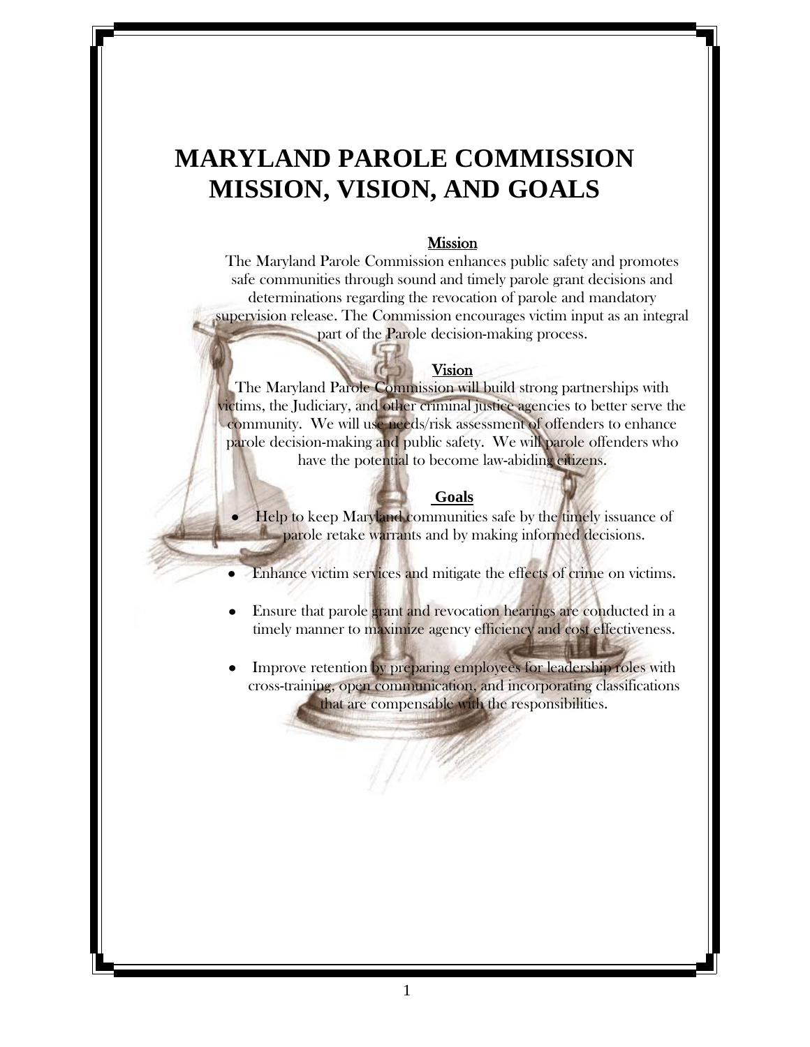# MARYLAND PAROLE COMMISSION MISSION, VISION, AND GOALS

## Mission

The Maryland Parole Commission enhances public safety and promotes safe communities through sound and timely parole grant decisions and determinations regarding the revocation of parole and mandatory supervision release. The Commission encourages victim input as an integral part of the Parole decision-making process.

## Vision

The Maryland Parole Commission will build strong partnerships with victims, the Judiciary, and other criminal justice agencies to better serve the community. We will use needs/risk assessment of offenders to enhance parole decision-making and public safety. We will parole offenders who have the potential to become law-abiding citizens.

## Goals

- Help to keep Maryland communities safe by the timely issuance of parole retake warrants and by making informed decisions.
- Enhance victim services and mitigate the effects of crime on victims.
- Ensure that parole grant and revocation hearings are conducted in a timely manner to maximize agency efficiency and cost effectiveness.
- Improve retention by preparing employees for leadership roles with cross-training, open communication, and incorporating classifications that are compensable with the responsibilities.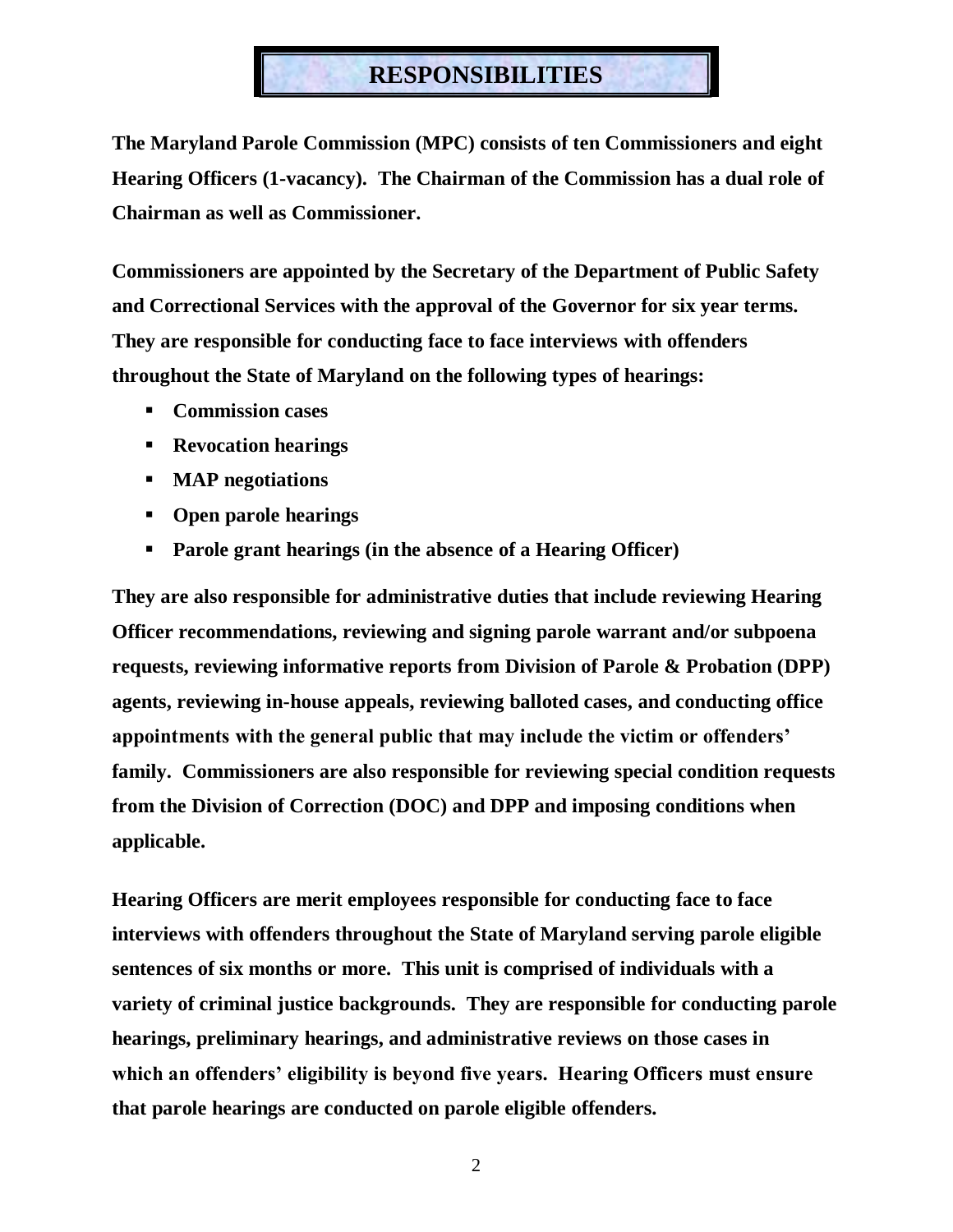# RESPONSIBILITIES

**The Maryland Parole Commission (MPC) consists of ten Commissioners and eight Hearing Officers (1-vacancy). The Chairman of the Commission has a dual role of Chairman as well as Commissioner.**

**Commissioners are appointed by the Secretary of the Department of Public Safety and Correctional Services with the approval of the Governor for six year terms. They are responsible for conducting face to face interviews with offenders throughout the State of Maryland on the following types of hearings:**

- **Commission cases**
- **Revocation hearings**
- **MAP negotiations**
- **Open parole hearings**
- **Parole grant hearings (in the absence of a Hearing Officer)**

**They are also responsible for administrative duties that include reviewing Hearing Officer recommendations, reviewing and signing parole warrant and/or subpoena requests, reviewing informative reports from Division of Parole & Probation (DPP) agents, reviewing in-house appeals, reviewing balloted cases, and conducting office appointments with the general public that may include the victim or offenders' family. Commissioners are also responsible for reviewing special condition requests from the Division of Correction (DOC) and DPP and imposing conditions when applicable.**

**Hearing Officers are merit employees responsible for conducting face to face interviews with offenders throughout the State of Maryland serving parole eligible sentences of six months or more. This unit is comprised of individuals with a variety of criminal justice backgrounds. They are responsible for conducting parole hearings, preliminary hearings, and administrative reviews on those cases in which an offenders' eligibility is beyond five years. Hearing Officers must ensure that parole hearings are conducted on parole eligible offenders.**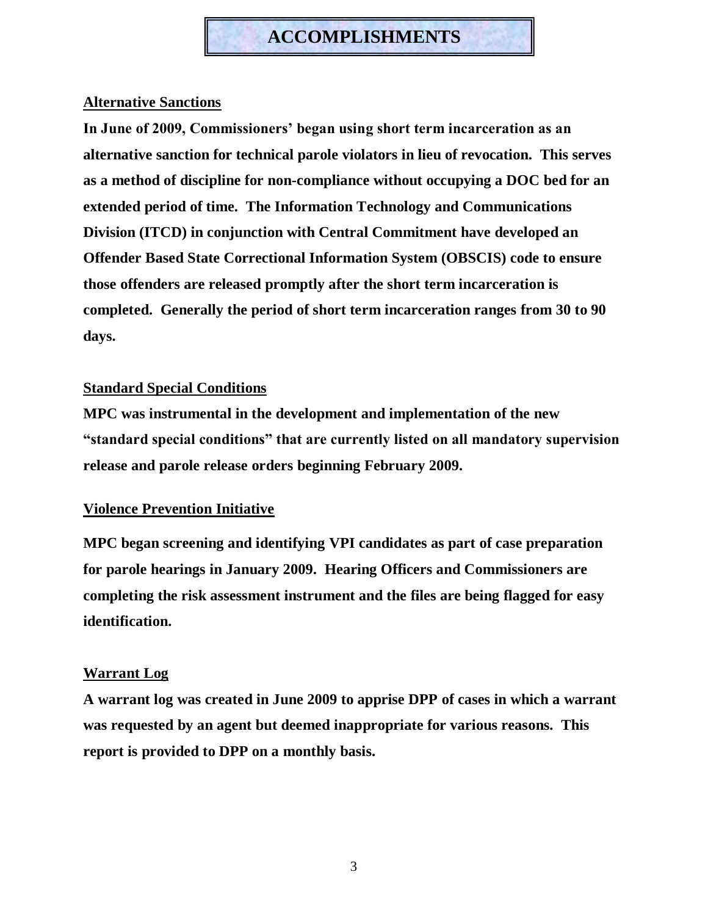# ACCOMPLISHMENTS

## Alternative Sanctions

**In June of 2009, Commissioners' began using short term incarceration as an alternative sanction for technical parole violators in lieu of revocation. This serves as a method of discipline for non-compliance without occupying a DOC bed for an extended period of time. The Information Technology and Communications Division (ITCD) in conjunction with Central Commitment have developed an Offender Based State Correctional Information System (OBSCIS) code to ensure those offenders are released promptly after the short term incarceration is completed. Generally the period of short term incarceration ranges from 30 to 90 days.**

## Standard Special Conditions

**MPC was instrumental in the development and implementation of the new "standard special conditions" that are currently listed on all mandatory supervision release and parole release orders beginning February 2009.**

## Violence Prevention Initiative

**MPC began screening and identifying VPI candidates as part of case preparation for parole hearings in January 2009. Hearing Officers and Commissioners are completing the risk assessment instrument and the files are being flagged for easy identification.**

## Warrant Log

**A warrant log was created in June 2009 to apprise DPP of cases in which a warrant was requested by an agent but deemed inappropriate for various reasons. This report is provided to DPP on a monthly basis.**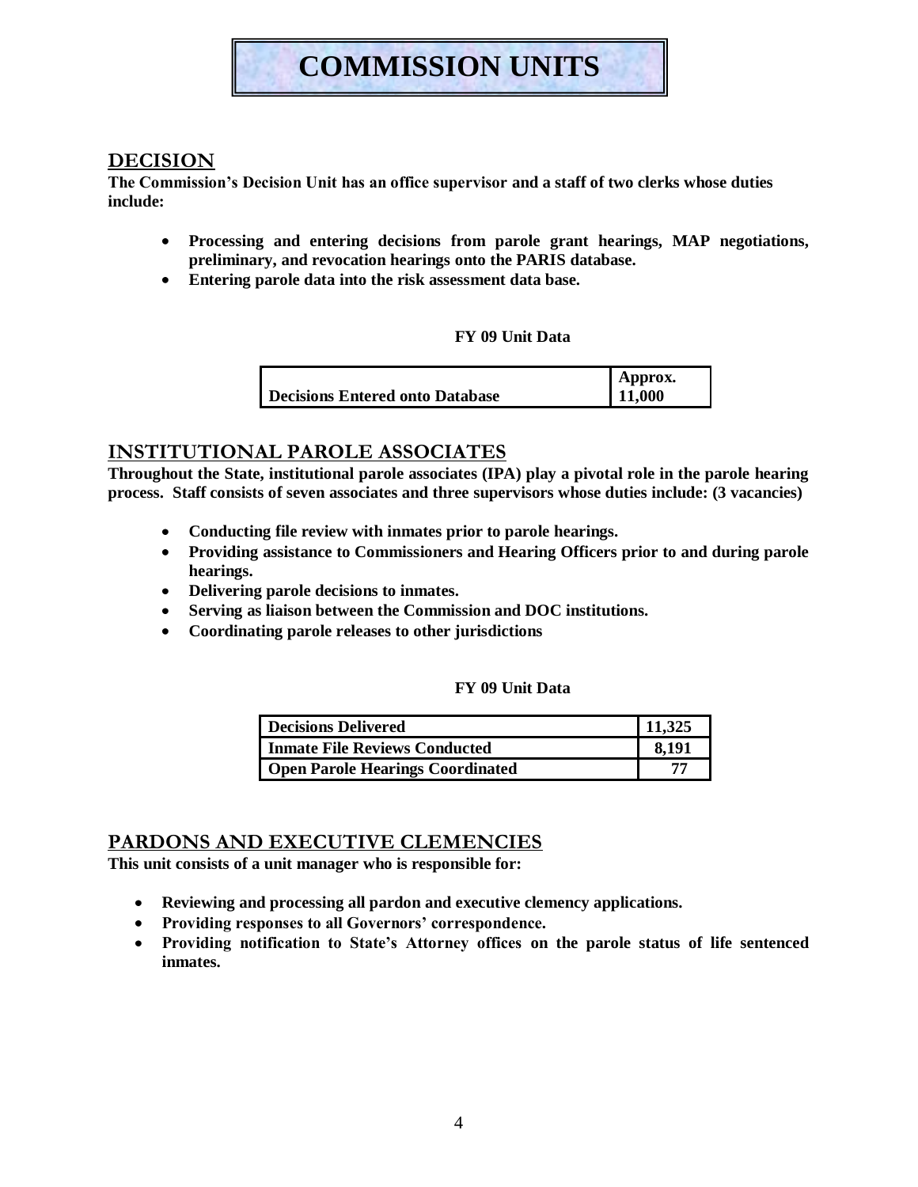# COMMISSION UNITS

## DECISION

**The Commission's Decision Unit has an office supervisor and a staff of two clerks whose duties include:**

- **Processing and entering decisions from parole grant hearings, MAP negotiations, preliminary, and revocation hearings onto the PARIS database.**
- **Entering parole data into the risk assessment data base.**

**FY 09 Unit Data**

| | |
|---|---|
| **Decisions Entered onto Database** | **Approx. 11,000** |

## INSTITUTIONAL PAROLE ASSOCIATES

**Throughout the State, institutional parole associates (IPA) play a pivotal role in the parole hearing process. Staff consists of seven associates and three supervisors whose duties include: (3 vacancies)**

- **Conducting file review with inmates prior to parole hearings.**
- **Providing assistance to Commissioners and Hearing Officers prior to and during parole hearings.**
- **Delivering parole decisions to inmates.**
- **Serving as liaison between the Commission and DOC institutions.**
- **Coordinating parole releases to other jurisdictions**

**FY 09 Unit Data**

| | |
|---|---|
| **Decisions Delivered** | **11,325** |
| **Inmate File Reviews Conducted** | **8,191** |
| **Open Parole Hearings Coordinated** | **77** |

## PARDONS AND EXECUTIVE CLEMENCIES

**This unit consists of a unit manager who is responsible for:**

- **Reviewing and processing all pardon and executive clemency applications.**
- **Providing responses to all Governors' correspondence.**
- **Providing notification to State's Attorney offices on the parole status of life sentenced inmates.**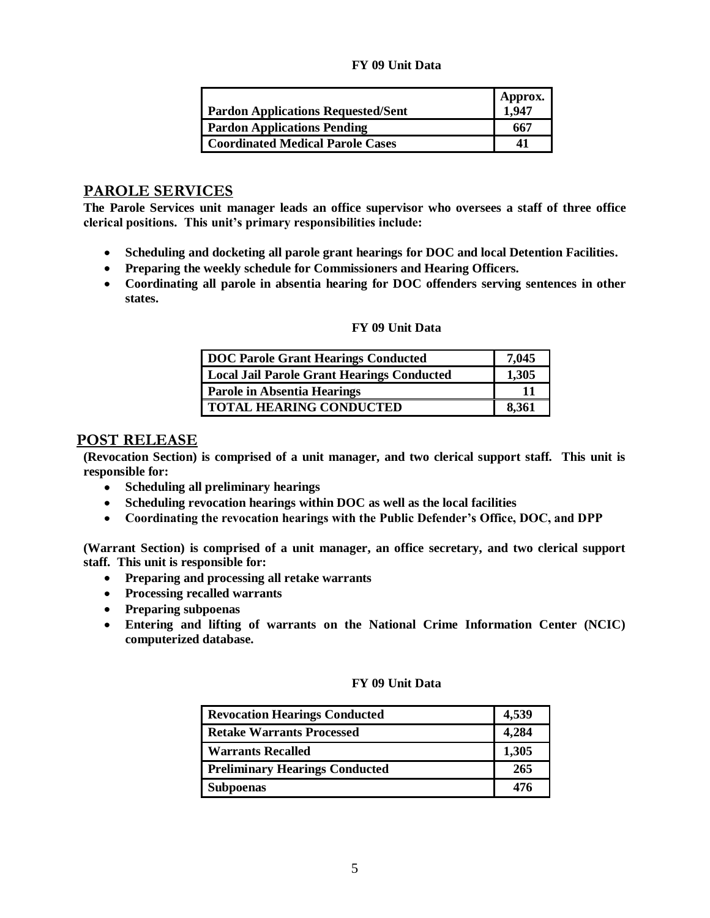**FY 09 Unit Data**

| Pardon Applications Requested/Sent | Approx. 1,947 |
|---|---|
| Pardon Applications Pending | 667 |
| Coordinated Medical Parole Cases | 41 |

## PAROLE SERVICES

**The Parole Services unit manager leads an office supervisor who oversees a staff of three office clerical positions. This unit's primary responsibilities include:**

- **Scheduling and docketing all parole grant hearings for DOC and local Detention Facilities.**
- **Preparing the weekly schedule for Commissioners and Hearing Officers.**
- **Coordinating all parole in absentia hearing for DOC offenders serving sentences in other states.**

**FY 09 Unit Data**

| DOC Parole Grant Hearings Conducted | 7,045 |
|---|---|
| Local Jail Parole Grant Hearings Conducted | 1,305 |
| Parole in Absentia Hearings | 11 |
| TOTAL HEARING CONDUCTED | 8,361 |

## POST RELEASE

**(Revocation Section) is comprised of a unit manager, and two clerical support staff. This unit is responsible for:**

- **Scheduling all preliminary hearings**
- **Scheduling revocation hearings within DOC as well as the local facilities**
- **Coordinating the revocation hearings with the Public Defender's Office, DOC, and DPP**

**(Warrant Section) is comprised of a unit manager, an office secretary, and two clerical support staff. This unit is responsible for:**

- **Preparing and processing all retake warrants**
- **Processing recalled warrants**
- **Preparing subpoenas**
- **Entering and lifting of warrants on the National Crime Information Center (NCIC) computerized database.**

**FY 09 Unit Data**

| Revocation Hearings Conducted | 4,539 |
|---|---|
| Retake Warrants Processed | 4,284 |
| Warrants Recalled | 1,305 |
| Preliminary Hearings Conducted | 265 |
| Subpoenas | 476 |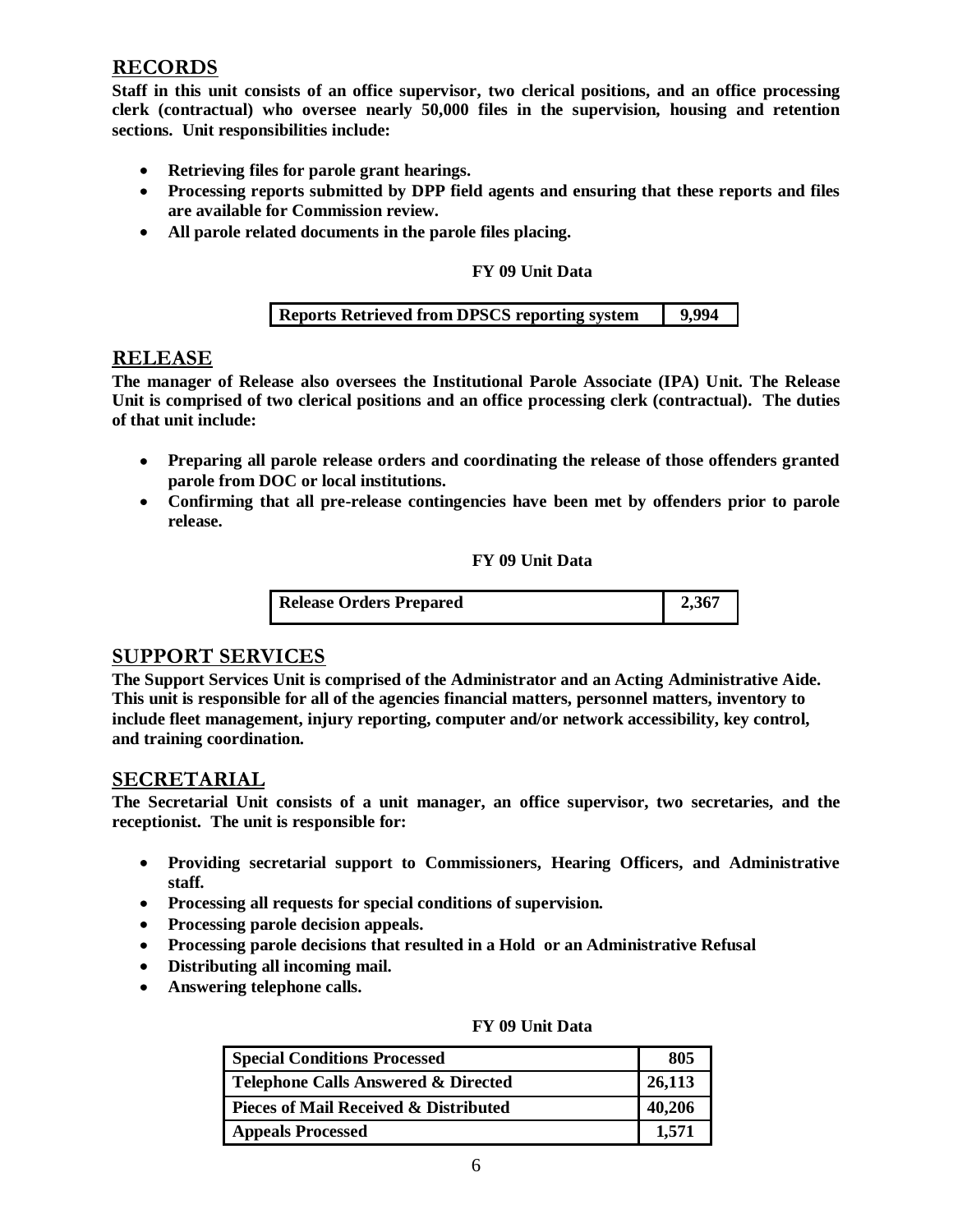## RECORDS

**Staff in this unit consists of an office supervisor, two clerical positions, and an office processing clerk (contractual) who oversee nearly 50,000 files in the supervision, housing and retention sections. Unit responsibilities include:**

- **Retrieving files for parole grant hearings.**
- **Processing reports submitted by DPP field agents and ensuring that these reports and files are available for Commission review.**
- **All parole related documents in the parole files placing.**

**FY 09 Unit Data**

| Reports Retrieved from DPSCS reporting system | 9,994 |
|---|---|

## RELEASE

**The manager of Release also oversees the Institutional Parole Associate (IPA) Unit. The Release Unit is comprised of two clerical positions and an office processing clerk (contractual). The duties of that unit include:**

- **Preparing all parole release orders and coordinating the release of those offenders granted parole from DOC or local institutions.**
- **Confirming that all pre-release contingencies have been met by offenders prior to parole release.**

**FY 09 Unit Data**

| Release Orders Prepared | 2,367 |
|---|---|

## SUPPORT SERVICES

**The Support Services Unit is comprised of the Administrator and an Acting Administrative Aide. This unit is responsible for all of the agencies financial matters, personnel matters, inventory to include fleet management, injury reporting, computer and/or network accessibility, key control, and training coordination.**

## SECRETARIAL

**The Secretarial Unit consists of a unit manager, an office supervisor, two secretaries, and the receptionist. The unit is responsible for:**

- **Providing secretarial support to Commissioners, Hearing Officers, and Administrative staff.**
- **Processing all requests for special conditions of supervision.**
- **Processing parole decision appeals.**
- **Processing parole decisions that resulted in a Hold or an Administrative Refusal**
- **Distributing all incoming mail.**
- **Answering telephone calls.**

**FY 09 Unit Data**

| Special Conditions Processed | 805 |
|---|---|
| Telephone Calls Answered & Directed | 26,113 |
| Pieces of Mail Received & Distributed | 40,206 |
| Appeals Processed | 1,571 |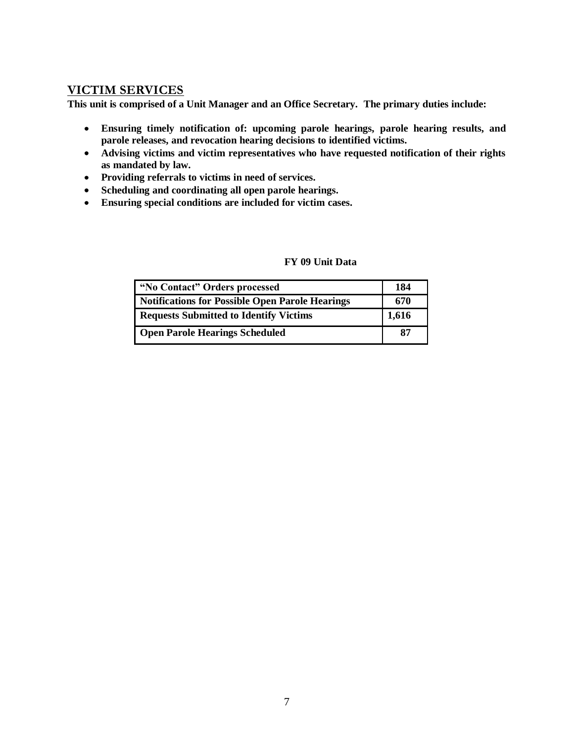## VICTIM SERVICES

**This unit is comprised of a Unit Manager and an Office Secretary. The primary duties include:**

- **Ensuring timely notification of: upcoming parole hearings, parole hearing results, and parole releases, and revocation hearing decisions to identified victims.**
- **Advising victims and victim representatives who have requested notification of their rights as mandated by law.**
- **Providing referrals to victims in need of services.**
- **Scheduling and coordinating all open parole hearings.**
- **Ensuring special conditions are included for victim cases.**

**FY 09 Unit Data**

| | |
|---|---|
| **"No Contact" Orders processed** | **184** |
| **Notifications for Possible Open Parole Hearings** | **670** |
| **Requests Submitted to Identify Victims** | **1,616** |
| **Open Parole Hearings Scheduled** | **87** |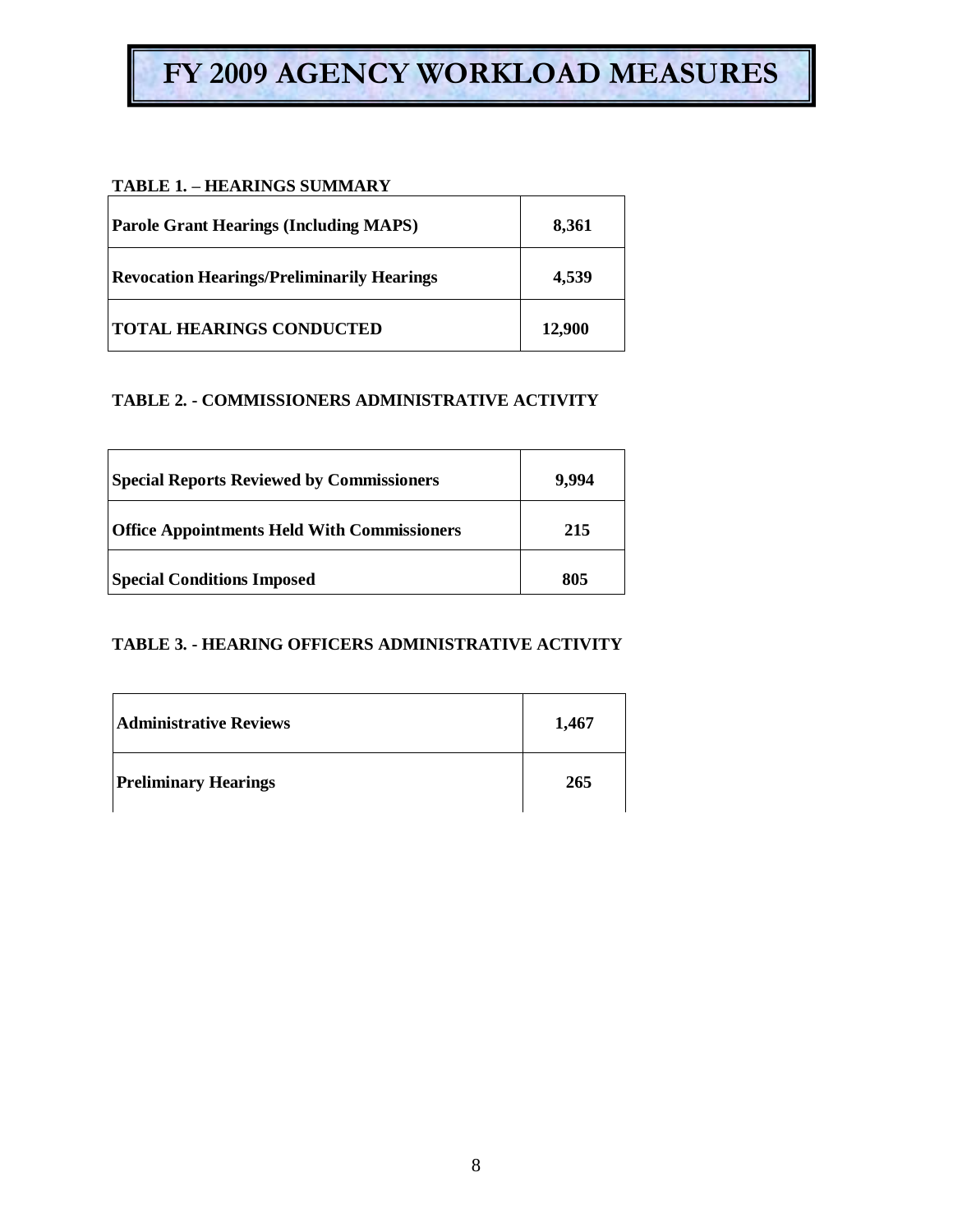# FY 2009 AGENCY WORKLOAD MEASURES

**TABLE 1. – HEARINGS SUMMARY**

| | |
|---|---|
| **Parole Grant Hearings (Including MAPS)** | **8,361** |
| **Revocation Hearings/Preliminarily Hearings** | **4,539** |
| **TOTAL HEARINGS CONDUCTED** | **12,900** |

**TABLE 2. - COMMISSIONERS ADMINISTRATIVE ACTIVITY**

| | |
|---|---|
| **Special Reports Reviewed by Commissioners** | **9,994** |
| **Office Appointments Held With Commissioners** | **215** |
| **Special Conditions Imposed** | **805** |

**TABLE 3. - HEARING OFFICERS ADMINISTRATIVE ACTIVITY**

| | |
|---|---|
| **Administrative Reviews** | **1,467** |
| **Preliminary Hearings** | **265** |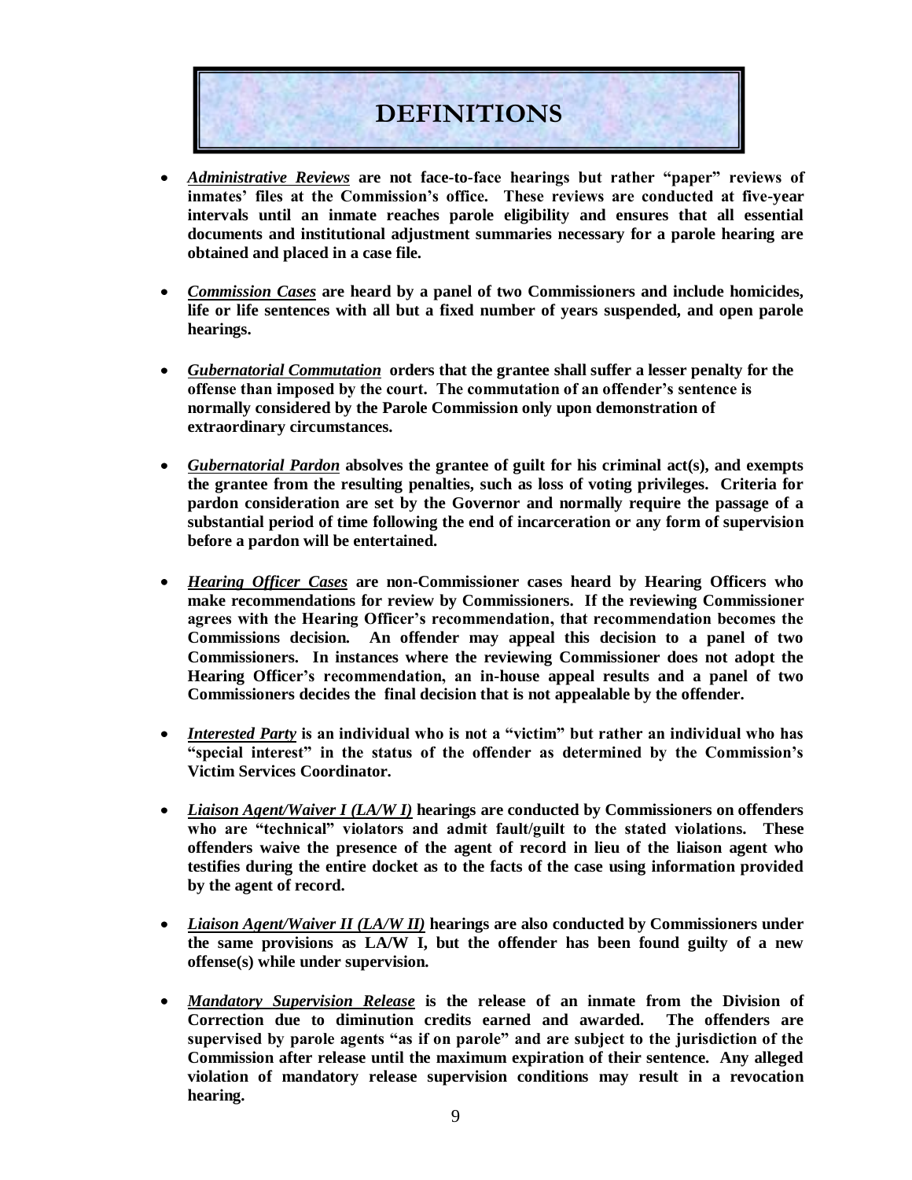# DEFINITIONS

- ***Administrative Reviews*** **are not face-to-face hearings but rather "paper" reviews of inmates' files at the Commission's office. These reviews are conducted at five-year intervals until an inmate reaches parole eligibility and ensures that all essential documents and institutional adjustment summaries necessary for a parole hearing are obtained and placed in a case file.**

- ***Commission Cases*** **are heard by a panel of two Commissioners and include homicides, life or life sentences with all but a fixed number of years suspended, and open parole hearings.**

- ***Gubernatorial Commutation*** **orders that the grantee shall suffer a lesser penalty for the offense than imposed by the court. The commutation of an offender's sentence is normally considered by the Parole Commission only upon demonstration of extraordinary circumstances.**

- ***Gubernatorial Pardon*** **absolves the grantee of guilt for his criminal act(s), and exempts the grantee from the resulting penalties, such as loss of voting privileges. Criteria for pardon consideration are set by the Governor and normally require the passage of a substantial period of time following the end of incarceration or any form of supervision before a pardon will be entertained.**

- ***Hearing Officer Cases*** **are non-Commissioner cases heard by Hearing Officers who make recommendations for review by Commissioners. If the reviewing Commissioner agrees with the Hearing Officer's recommendation, that recommendation becomes the Commissions decision. An offender may appeal this decision to a panel of two Commissioners. In instances where the reviewing Commissioner does not adopt the Hearing Officer's recommendation, an in-house appeal results and a panel of two Commissioners decides the final decision that is not appealable by the offender.**

- ***Interested Party*** **is an individual who is not a "victim" but rather an individual who has "special interest" in the status of the offender as determined by the Commission's Victim Services Coordinator.**

- ***Liaison Agent/Waiver I (LA/W I)*** **hearings are conducted by Commissioners on offenders who are "technical" violators and admit fault/guilt to the stated violations. These offenders waive the presence of the agent of record in lieu of the liaison agent who testifies during the entire docket as to the facts of the case using information provided by the agent of record.**

- ***Liaison Agent/Waiver II (LA/W II)*** **hearings are also conducted by Commissioners under the same provisions as LA/W I, but the offender has been found guilty of a new offense(s) while under supervision.**

- ***Mandatory Supervision Release*** **is the release of an inmate from the Division of Correction due to diminution credits earned and awarded. The offenders are supervised by parole agents "as if on parole" and are subject to the jurisdiction of the Commission after release until the maximum expiration of their sentence. Any alleged violation of mandatory release supervision conditions may result in a revocation hearing.**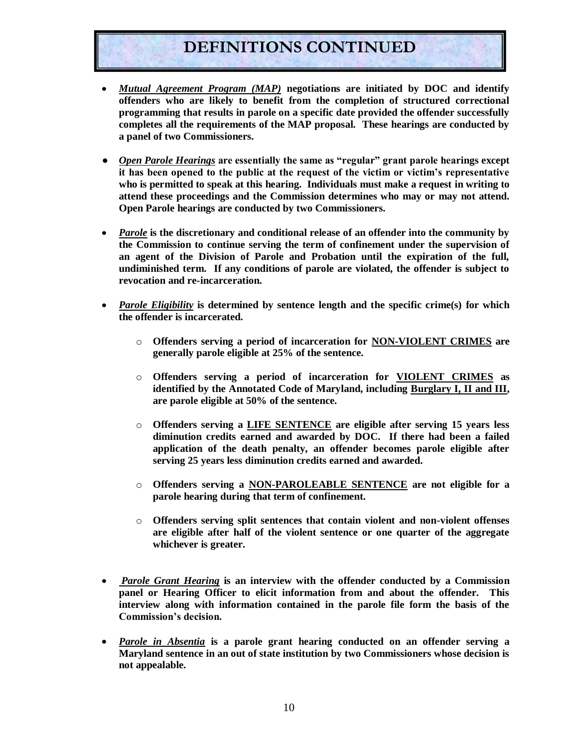# DEFINITIONS CONTINUED

- ***Mutual Agreement Program (MAP)*** **negotiations are initiated by DOC and identify offenders who are likely to benefit from the completion of structured correctional programming that results in parole on a specific date provided the offender successfully completes all the requirements of the MAP proposal. These hearings are conducted by a panel of two Commissioners.**

- ***Open Parole Hearings*** **are essentially the same as "regular" grant parole hearings except it has been opened to the public at the request of the victim or victim's representative who is permitted to speak at this hearing. Individuals must make a request in writing to attend these proceedings and the Commission determines who may or may not attend. Open Parole hearings are conducted by two Commissioners.**

- ***Parole*** **is the discretionary and conditional release of an offender into the community by the Commission to continue serving the term of confinement under the supervision of an agent of the Division of Parole and Probation until the expiration of the full, undiminished term. If any conditions of parole are violated, the offender is subject to revocation and re-incarceration.**

- ***Parole Eligibility*** **is determined by sentence length and the specific crime(s) for which the offender is incarcerated.**

  - **Offenders serving a period of incarceration for NON-VIOLENT CRIMES are generally parole eligible at 25% of the sentence.**

  - **Offenders serving a period of incarceration for VIOLENT CRIMES as identified by the Annotated Code of Maryland, including Burglary I, II and III, are parole eligible at 50% of the sentence.**

  - **Offenders serving a LIFE SENTENCE are eligible after serving 15 years less diminution credits earned and awarded by DOC. If there had been a failed application of the death penalty, an offender becomes parole eligible after serving 25 years less diminution credits earned and awarded.**

  - **Offenders serving a NON-PAROLEABLE SENTENCE are not eligible for a parole hearing during that term of confinement.**

  - **Offenders serving split sentences that contain violent and non-violent offenses are eligible after half of the violent sentence or one quarter of the aggregate whichever is greater.**

- ***Parole Grant Hearing*** **is an interview with the offender conducted by a Commission panel or Hearing Officer to elicit information from and about the offender. This interview along with information contained in the parole file form the basis of the Commission's decision.**

- ***Parole in Absentia*** **is a parole grant hearing conducted on an offender serving a Maryland sentence in an out of state institution by two Commissioners whose decision is not appealable.**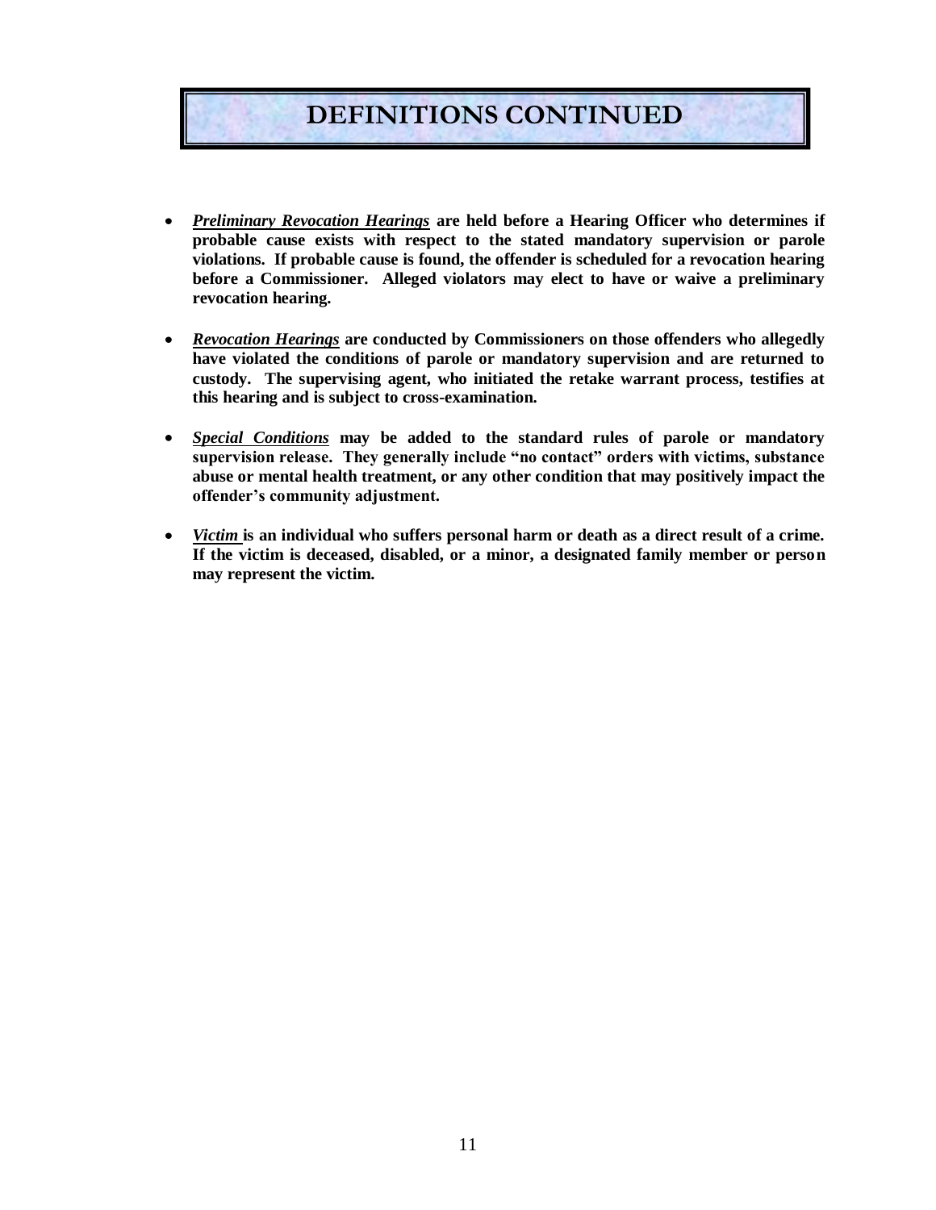# DEFINITIONS CONTINUED

- ***Preliminary Revocation Hearings*** **are held before a Hearing Officer who determines if probable cause exists with respect to the stated mandatory supervision or parole violations. If probable cause is found, the offender is scheduled for a revocation hearing before a Commissioner. Alleged violators may elect to have or waive a preliminary revocation hearing.**

- ***Revocation Hearings*** **are conducted by Commissioners on those offenders who allegedly have violated the conditions of parole or mandatory supervision and are returned to custody. The supervising agent, who initiated the retake warrant process, testifies at this hearing and is subject to cross-examination.**

- ***Special Conditions*** **may be added to the standard rules of parole or mandatory supervision release. They generally include "no contact" orders with victims, substance abuse or mental health treatment, or any other condition that may positively impact the offender's community adjustment.**

- ***Victim*** **is an individual who suffers personal harm or death as a direct result of a crime. If the victim is deceased, disabled, or a minor, a designated family member or person may represent the victim.**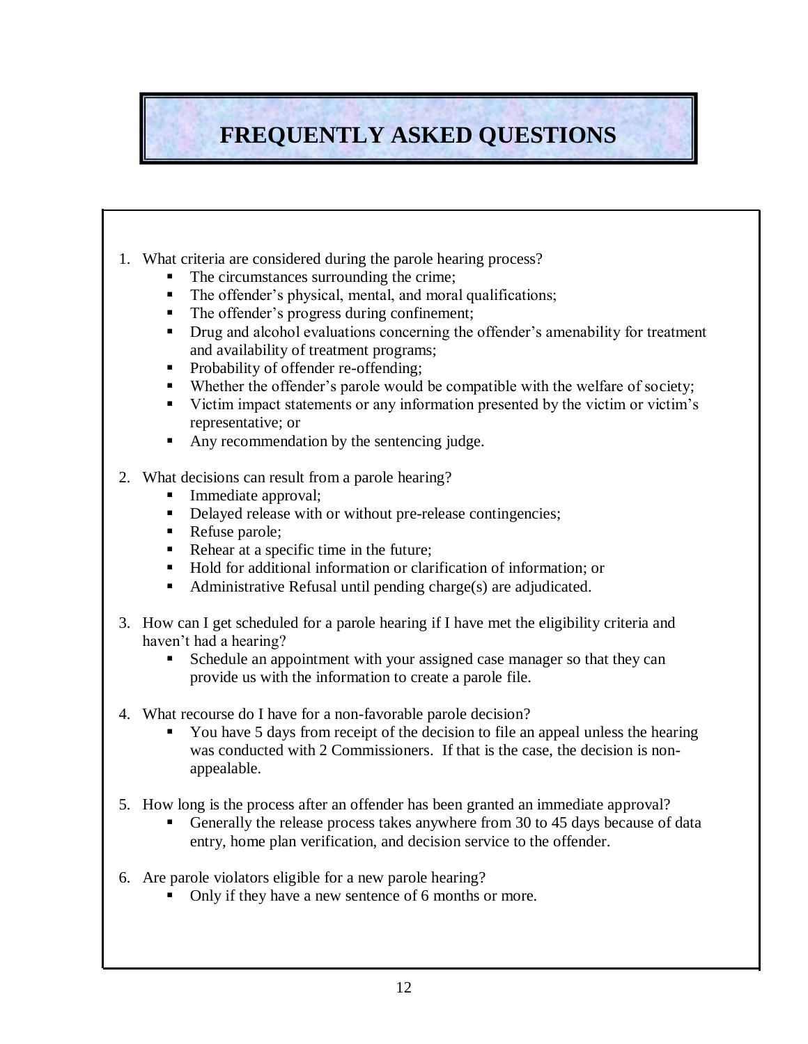# FREQUENTLY ASKED QUESTIONS

1. What criteria are considered during the parole hearing process?
   - The circumstances surrounding the crime;
   - The offender's physical, mental, and moral qualifications;
   - The offender's progress during confinement;
   - Drug and alcohol evaluations concerning the offender's amenability for treatment and availability of treatment programs;
   - Probability of offender re-offending;
   - Whether the offender's parole would be compatible with the welfare of society;
   - Victim impact statements or any information presented by the victim or victim's representative; or
   - Any recommendation by the sentencing judge.

2. What decisions can result from a parole hearing?
   - Immediate approval;
   - Delayed release with or without pre-release contingencies;
   - Refuse parole;
   - Rehear at a specific time in the future;
   - Hold for additional information or clarification of information; or
   - Administrative Refusal until pending charge(s) are adjudicated.

3. How can I get scheduled for a parole hearing if I have met the eligibility criteria and haven't had a hearing?
   - Schedule an appointment with your assigned case manager so that they can provide us with the information to create a parole file.

4. What recourse do I have for a non-favorable parole decision?
   - You have 5 days from receipt of the decision to file an appeal unless the hearing was conducted with 2 Commissioners. If that is the case, the decision is non-appealable.

5. How long is the process after an offender has been granted an immediate approval?
   - Generally the release process takes anywhere from 30 to 45 days because of data entry, home plan verification, and decision service to the offender.

6. Are parole violators eligible for a new parole hearing?
   - Only if they have a new sentence of 6 months or more.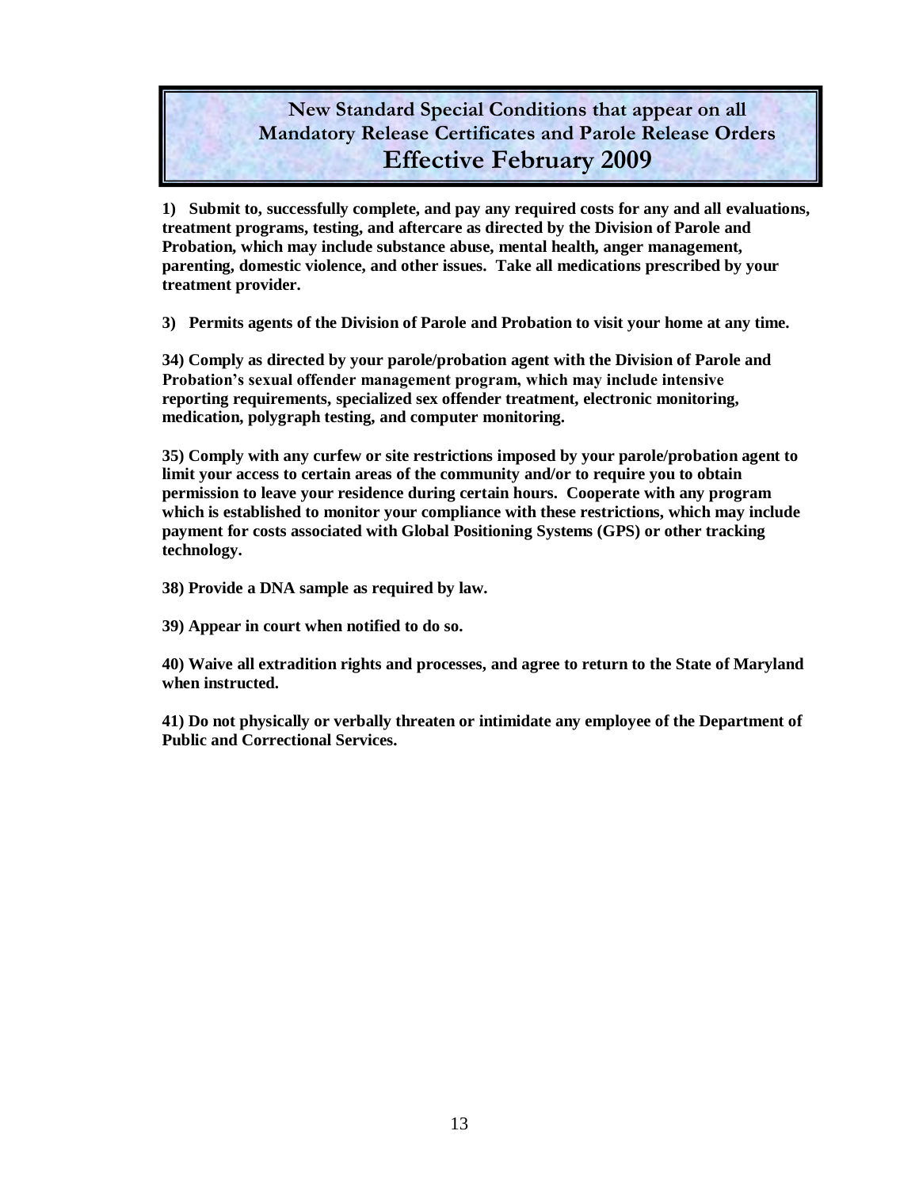## New Standard Special Conditions that appear on all Mandatory Release Certificates and Parole Release Orders
## Effective February 2009

**1) Submit to, successfully complete, and pay any required costs for any and all evaluations, treatment programs, testing, and aftercare as directed by the Division of Parole and Probation, which may include substance abuse, mental health, anger management, parenting, domestic violence, and other issues. Take all medications prescribed by your treatment provider.**

**3) Permits agents of the Division of Parole and Probation to visit your home at any time.**

**34) Comply as directed by your parole/probation agent with the Division of Parole and Probation's sexual offender management program, which may include intensive reporting requirements, specialized sex offender treatment, electronic monitoring, medication, polygraph testing, and computer monitoring.**

**35) Comply with any curfew or site restrictions imposed by your parole/probation agent to limit your access to certain areas of the community and/or to require you to obtain permission to leave your residence during certain hours. Cooperate with any program which is established to monitor your compliance with these restrictions, which may include payment for costs associated with Global Positioning Systems (GPS) or other tracking technology.**

**38) Provide a DNA sample as required by law.**

**39) Appear in court when notified to do so.**

**40) Waive all extradition rights and processes, and agree to return to the State of Maryland when instructed.**

**41) Do not physically or verbally threaten or intimidate any employee of the Department of Public and Correctional Services.**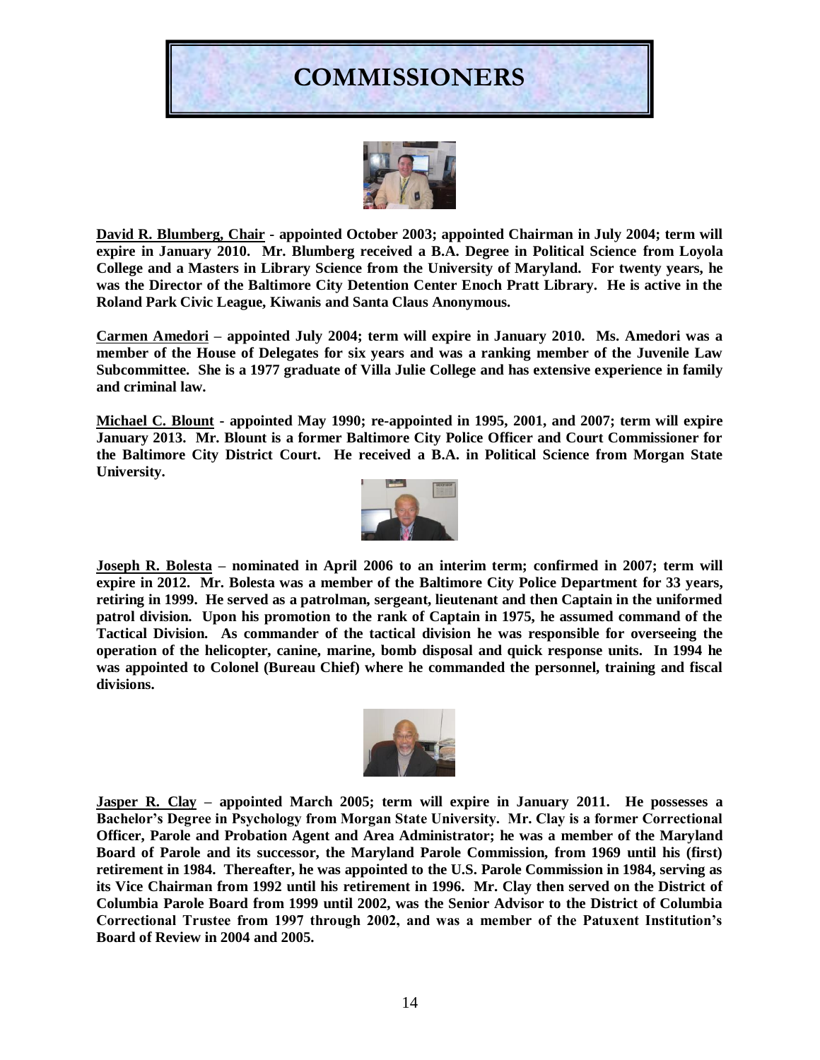# COMMISSIONERS

**David R. Blumberg, Chair - appointed October 2003; appointed Chairman in July 2004; term will expire in January 2010. Mr. Blumberg received a B.A. Degree in Political Science from Loyola College and a Masters in Library Science from the University of Maryland. For twenty years, he was the Director of the Baltimore City Detention Center Enoch Pratt Library. He is active in the Roland Park Civic League, Kiwanis and Santa Claus Anonymous.**

**Carmen Amedori – appointed July 2004; term will expire in January 2010. Ms. Amedori was a member of the House of Delegates for six years and was a ranking member of the Juvenile Law Subcommittee. She is a 1977 graduate of Villa Julie College and has extensive experience in family and criminal law.**

**Michael C. Blount - appointed May 1990; re-appointed in 1995, 2001, and 2007; term will expire January 2013. Mr. Blount is a former Baltimore City Police Officer and Court Commissioner for the Baltimore City District Court. He received a B.A. in Political Science from Morgan State University.**

**Joseph R. Bolesta – nominated in April 2006 to an interim term; confirmed in 2007; term will expire in 2012. Mr. Bolesta was a member of the Baltimore City Police Department for 33 years, retiring in 1999. He served as a patrolman, sergeant, lieutenant and then Captain in the uniformed patrol division. Upon his promotion to the rank of Captain in 1975, he assumed command of the Tactical Division. As commander of the tactical division he was responsible for overseeing the operation of the helicopter, canine, marine, bomb disposal and quick response units. In 1994 he was appointed to Colonel (Bureau Chief) where he commanded the personnel, training and fiscal divisions.**

**Jasper R. Clay – appointed March 2005; term will expire in January 2011. He possesses a Bachelor's Degree in Psychology from Morgan State University. Mr. Clay is a former Correctional Officer, Parole and Probation Agent and Area Administrator; he was a member of the Maryland Board of Parole and its successor, the Maryland Parole Commission, from 1969 until his (first) retirement in 1984. Thereafter, he was appointed to the U.S. Parole Commission in 1984, serving as its Vice Chairman from 1992 until his retirement in 1996. Mr. Clay then served on the District of Columbia Parole Board from 1999 until 2002, was the Senior Advisor to the District of Columbia Correctional Trustee from 1997 through 2002, and was a member of the Patuxent Institution's Board of Review in 2004 and 2005.**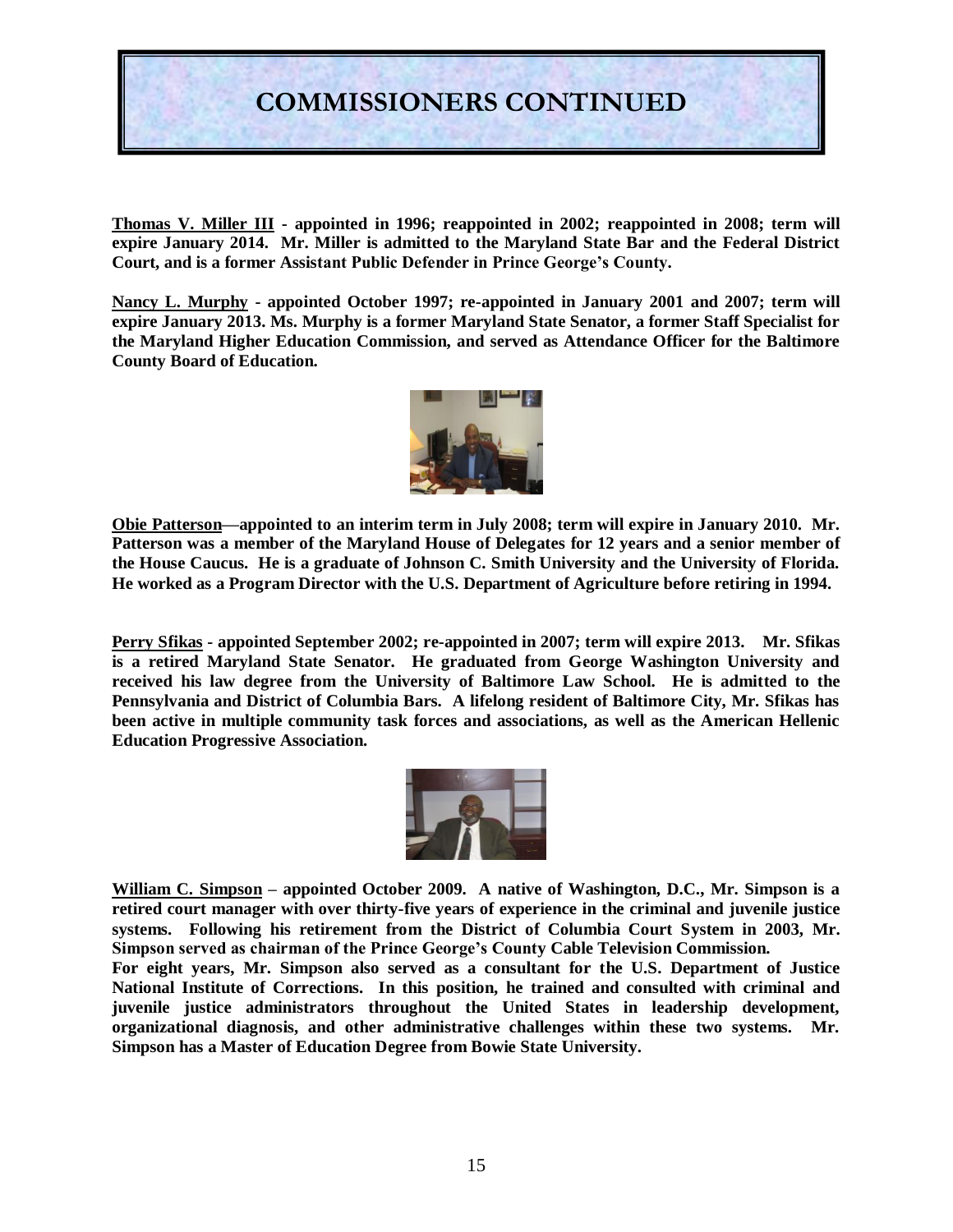# COMMISSIONERS CONTINUED

**<u>Thomas V. Miller III</u> - appointed in 1996; reappointed in 2002; reappointed in 2008; term will expire January 2014. Mr. Miller is admitted to the Maryland State Bar and the Federal District Court, and is a former Assistant Public Defender in Prince George's County.**

**<u>Nancy L. Murphy</u> - appointed October 1997; re-appointed in January 2001 and 2007; term will expire January 2013. Ms. Murphy is a former Maryland State Senator, a former Staff Specialist for the Maryland Higher Education Commission, and served as Attendance Officer for the Baltimore County Board of Education.**

**<u>Obie Patterson</u>—appointed to an interim term in July 2008; term will expire in January 2010. Mr. Patterson was a member of the Maryland House of Delegates for 12 years and a senior member of the House Caucus. He is a graduate of Johnson C. Smith University and the University of Florida. He worked as a Program Director with the U.S. Department of Agriculture before retiring in 1994.**

**<u>Perry Sfikas</u> - appointed September 2002; re-appointed in 2007; term will expire 2013. Mr. Sfikas is a retired Maryland State Senator. He graduated from George Washington University and received his law degree from the University of Baltimore Law School. He is admitted to the Pennsylvania and District of Columbia Bars. A lifelong resident of Baltimore City, Mr. Sfikas has been active in multiple community task forces and associations, as well as the American Hellenic Education Progressive Association.**

**<u>William C. Simpson</u> – appointed October 2009. A native of Washington, D.C., Mr. Simpson is a retired court manager with over thirty-five years of experience in the criminal and juvenile justice systems. Following his retirement from the District of Columbia Court System in 2003, Mr. Simpson served as chairman of the Prince George's County Cable Television Commission.**

**For eight years, Mr. Simpson also served as a consultant for the U.S. Department of Justice National Institute of Corrections. In this position, he trained and consulted with criminal and juvenile justice administrators throughout the United States in leadership development, organizational diagnosis, and other administrative challenges within these two systems. Mr. Simpson has a Master of Education Degree from Bowie State University.**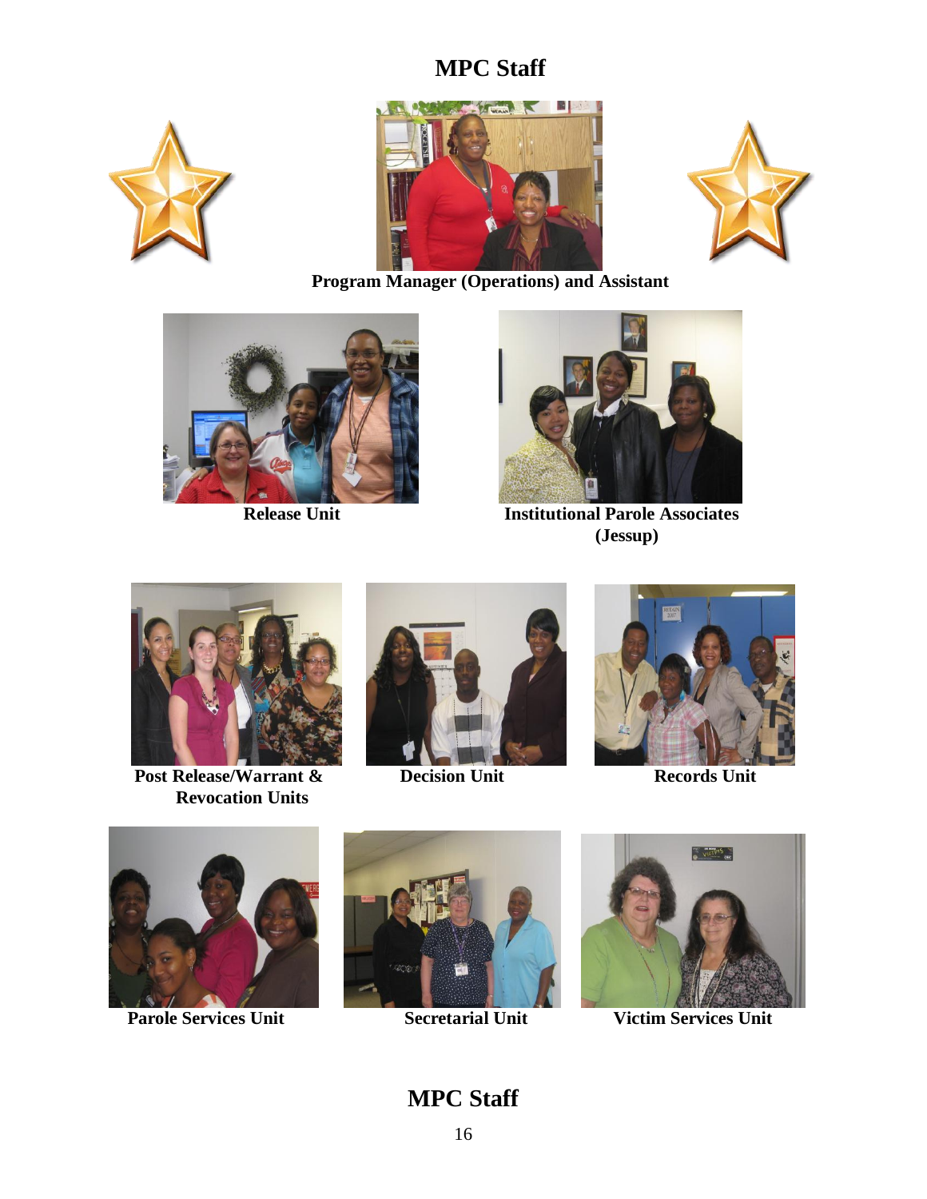# MPC Staff

Program Manager (Operations) and Assistant

Release Unit

Institutional Parole Associates (Jessup)

Post Release/Warrant & Revocation Units

Decision Unit

Records Unit

Parole Services Unit

Secretarial Unit

Victim Services Unit

# MPC Staff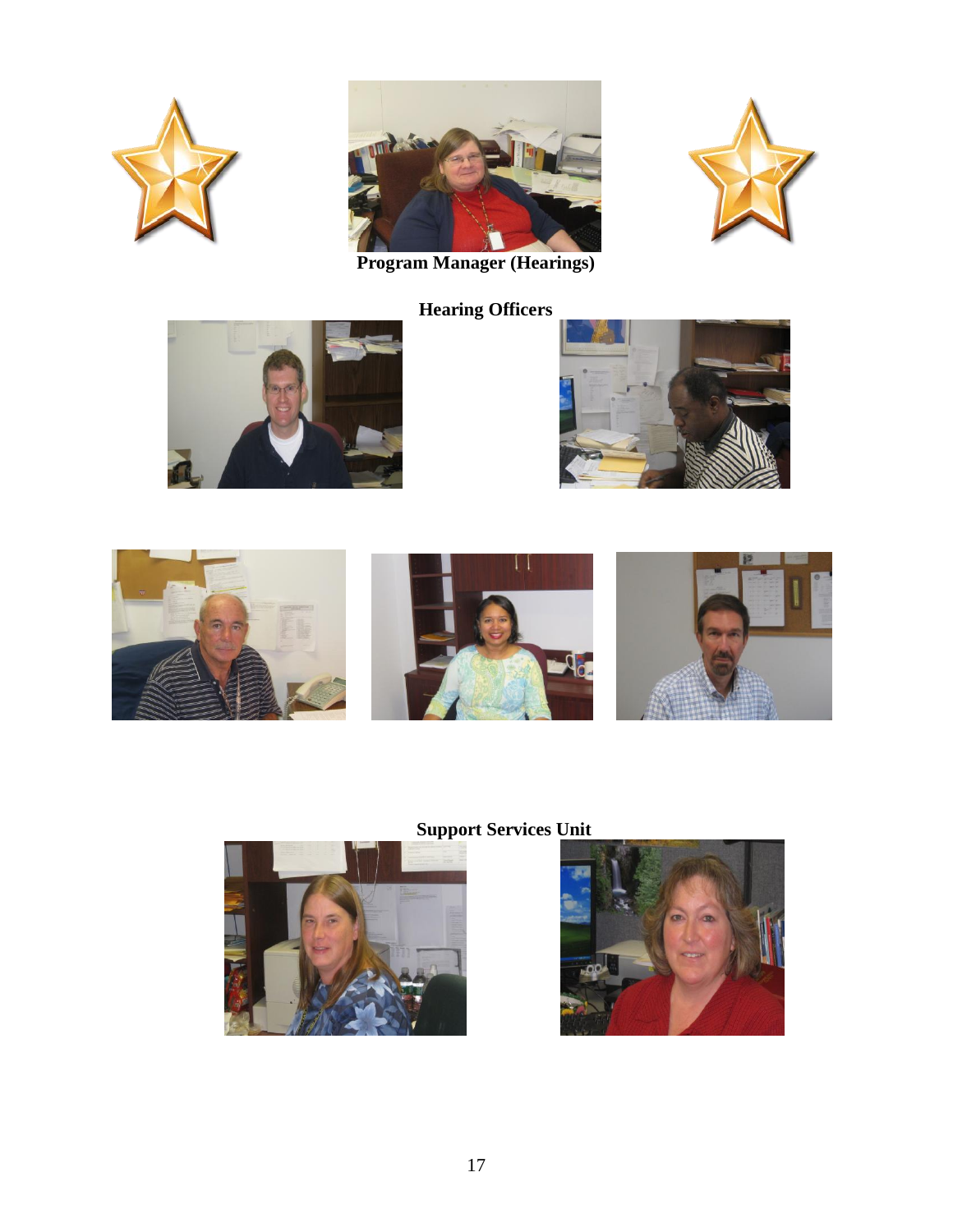**Program Manager (Hearings)**

**Hearing Officers**

**Support Services Unit**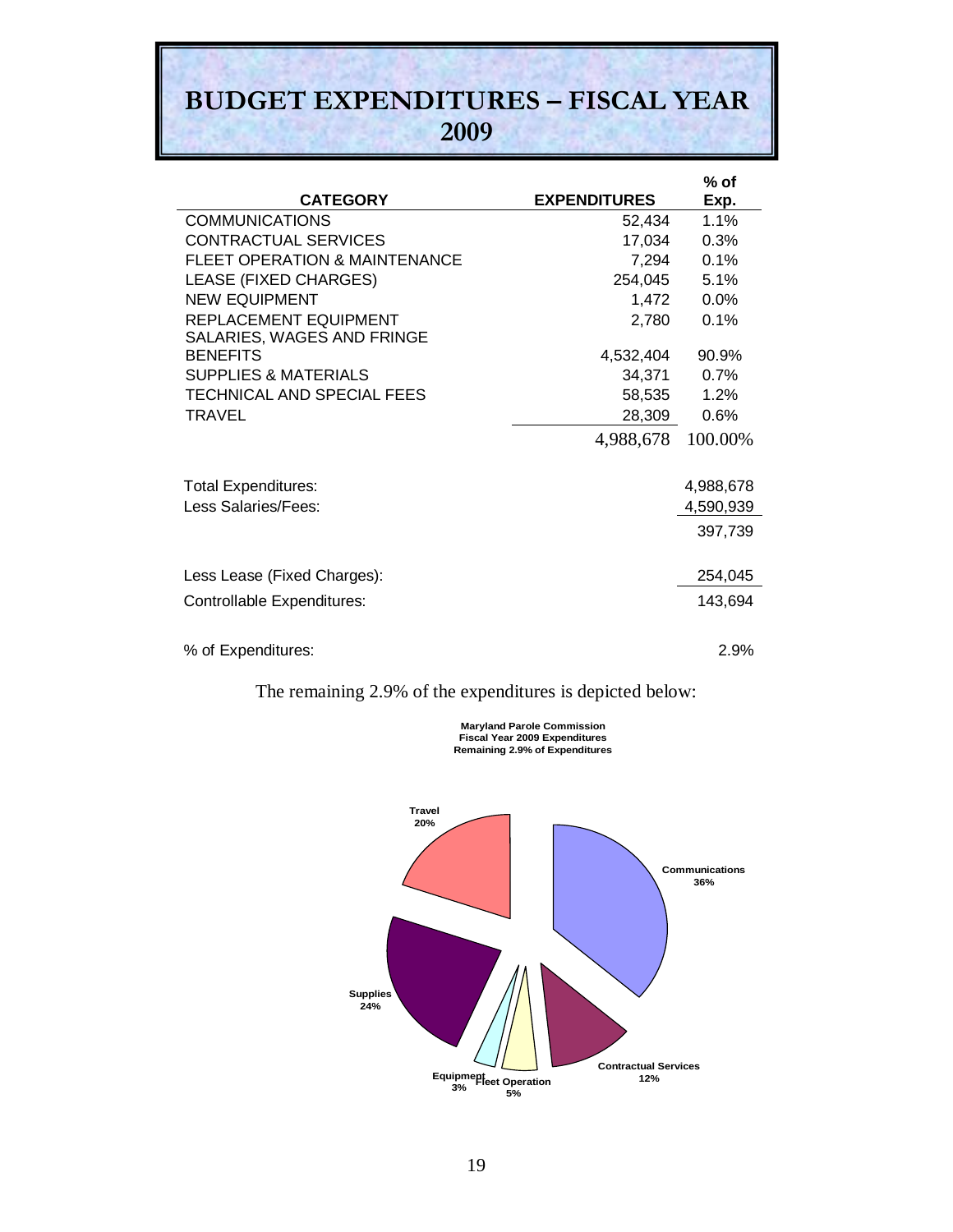# BUDGET EXPENDITURES – FISCAL YEAR 2009

| CATEGORY | EXPENDITURES | % of Exp. |
|---|---|---|
| COMMUNICATIONS | 52,434 | 1.1% |
| CONTRACTUAL SERVICES | 17,034 | 0.3% |
| FLEET OPERATION & MAINTENANCE | 7,294 | 0.1% |
| LEASE (FIXED CHARGES) | 254,045 | 5.1% |
| NEW EQUIPMENT | 1,472 | 0.0% |
| REPLACEMENT EQUIPMENT | 2,780 | 0.1% |
| SALARIES, WAGES AND FRINGE BENEFITS | 4,532,404 | 90.9% |
| SUPPLIES & MATERIALS | 34,371 | 0.7% |
| TECHNICAL AND SPECIAL FEES | 58,535 | 1.2% |
| TRAVEL | 28,309 | 0.6% |
| | 4,988,678 | 100.00% |

| | |
|---|---|
| Total Expenditures: | 4,988,678 |
| Less Salaries/Fees: | 4,590,939 |
| | 397,739 |
| Less Lease (Fixed Charges): | 254,045 |
| Controllable Expenditures: | 143,694 |
| % of Expenditures: | 2.9% |

The remaining 2.9% of the expenditures is depicted below:

**Maryland Parole Commission**
**Fiscal Year 2009 Expenditures**
**Remaining 2.9% of Expenditures**

| Category | % |
|---|---|
| Communications | 36% |
| Contractual Services | 12% |
| Fleet Operation | 5% |
| Equipment | 3% |
| Supplies | 24% |
| Travel | 20% |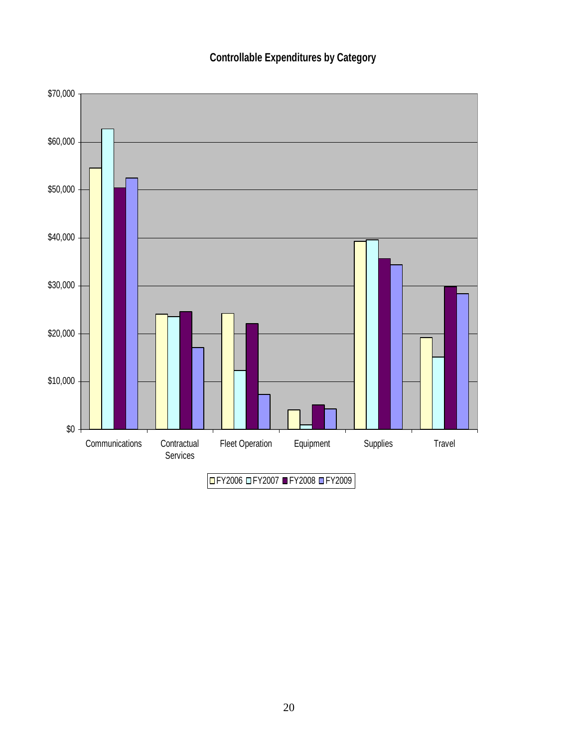**Controllable Expenditures by Category**

$70,000
$60,000
$50,000
$40,000
$30,000
$20,000
$10,000
$0

Communications | Contractual Services | Fleet Operation | Equipment | Supplies | Travel

FY2006 FY2007 FY2008 FY2009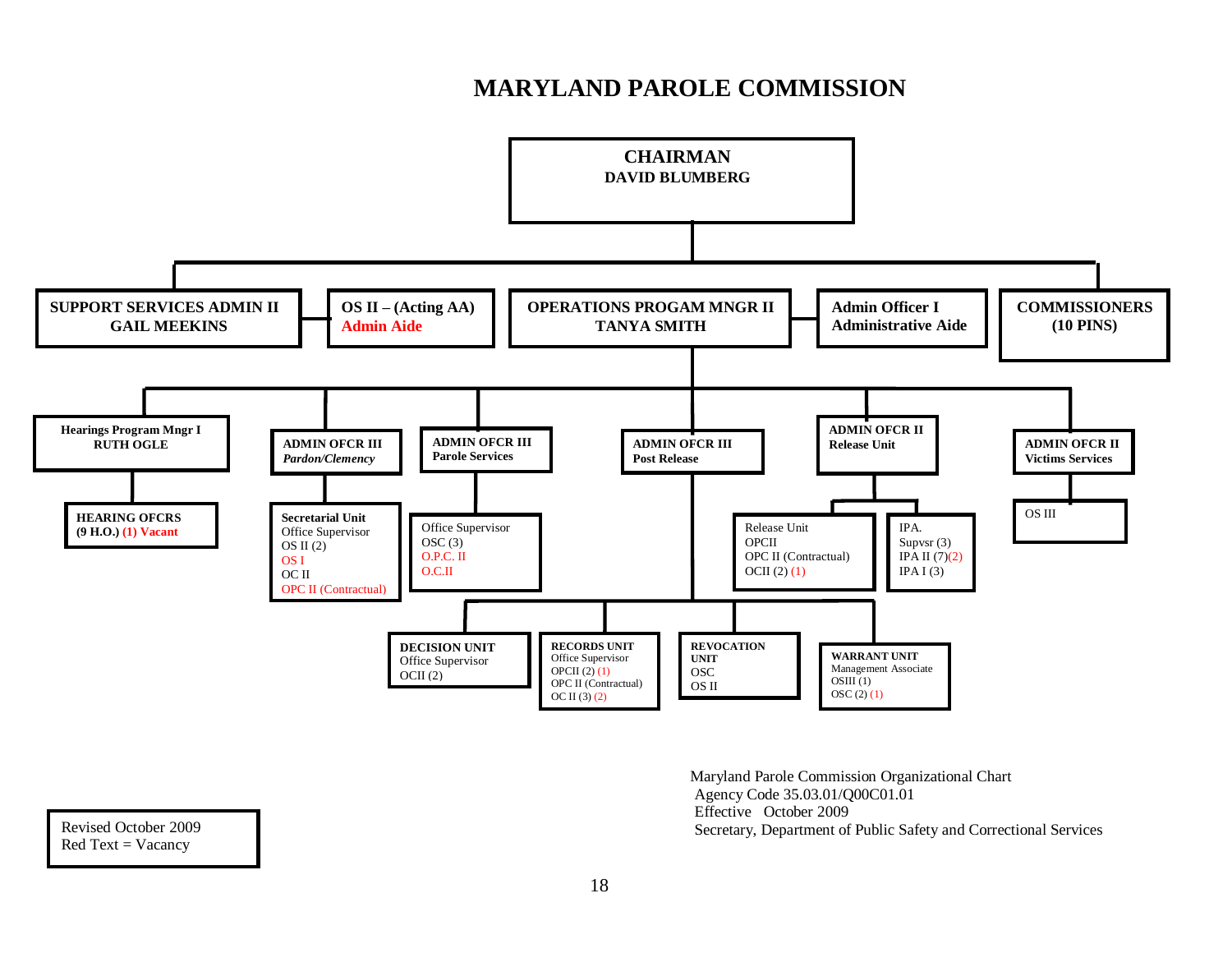# MARYLAND PAROLE COMMISSION

**CHAIRMAN**
**DAVID BLUMBERG**

**SUPPORT SERVICES ADMIN II**
**GAIL MEEKINS**

**OS II – (Acting AA)**
**Admin Aide**

**OPERATIONS PROGAM MNGR II**
**TANYA SMITH**

**Admin Officer I**
**Administrative Aide**

**COMMISSIONERS**
**(10 PINS)**

**Hearings Program Mngr I**
**RUTH OGLE**

**HEARING OFCRS**
**(9 H.O.) (1) Vacant**

**ADMIN OFCR III**
***Pardon/Clemency***

**Secretarial Unit**
Office Supervisor
OS II (2)
OS I
OC II
OPC II (Contractual)

**ADMIN OFCR III**
**Parole Services**

Office Supervisor
OSC (3)
O.P.C. II
O.C.II

**ADMIN OFCR III**
**Post Release**

**DECISION UNIT**
Office Supervisor
OCII (2)

**RECORDS UNIT**
Office Supervisor
OPCII (2) (1)
OPC II (Contractual)
OC II (3) (2)

**REVOCATION UNIT**
OSC
OS II

**WARRANT UNIT**
Management Associate
OSIII (1)
OSC (2) (1)

**ADMIN OFCR II**
**Release Unit**

Release Unit
OPCII
OPC II (Contractual)
OCII (2) (1)

IPA.
Supvsr (3)
IPA II (7)(2)
IPA I (3)

**ADMIN OFCR II**
**Victims Services**

OS III

Maryland Parole Commission Organizational Chart
Agency Code 35.03.01/Q00C01.01
Effective October 2009
Secretary, Department of Public Safety and Correctional Services

Revised October 2009
Red Text = Vacancy